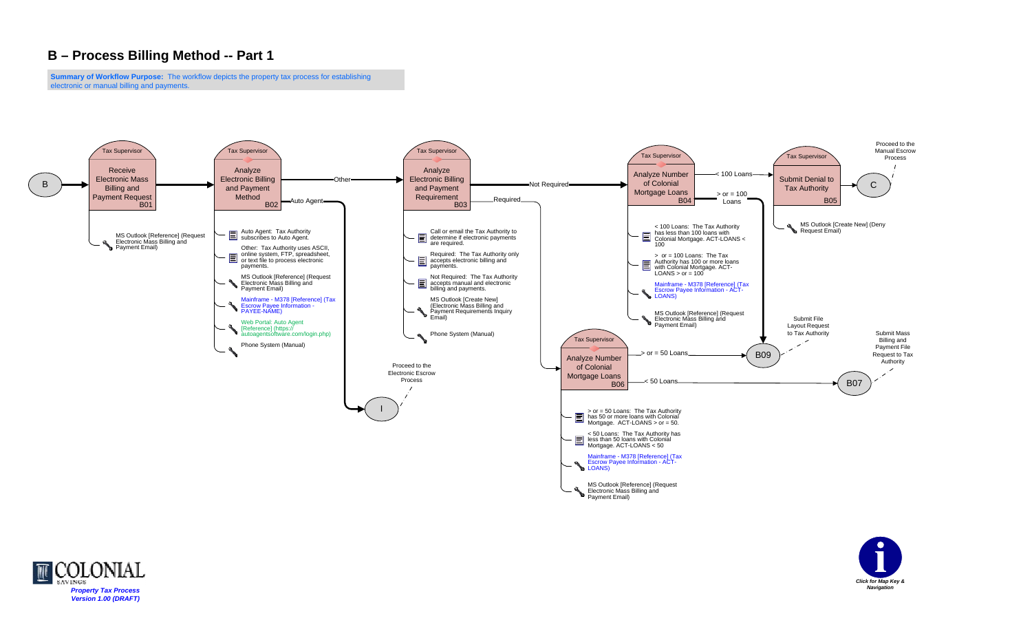# B – Process Billing Method -- Part 1

**Summary of Workflow Purpose:** The workflow depicts the property tax process for establishing electronic or manual billing and payments.

**B** → **B01**

## B01 – Receive Electronic Mass Billing and Payment Request (Tax Supervisor)

- MS Outlook [Reference] (Request Electronic Mass Billing and Payment Email)

→ B02

## B02 – Analyze Electronic Billing and Payment Method (Tax Supervisor)

- Other → B03
- Auto Agent → I (Proceed to the Electronic Escrow Process)

Notes:

- Auto Agent: Tax Authority subscribes to Auto Agent.
- Other: Tax Authority uses ASCII, online system, FTP, spreadsheet, or text file to process electronic payments.

Tools:

- MS Outlook [Reference] (Request Electronic Mass Billing and Payment Email)
- Mainframe - M378 [Reference] (Tax Escrow Payee Information - PAYEE-NAME)
- Web Portal: Auto Agent [Reference] (https://autoagentsoftware.com/login.php)
- Phone System (Manual)

## B03 – Analyze Electronic Billing and Payment Requirement (Tax Supervisor)

- Not Required → B04
- Required → B06

Notes:

- Call or email the Tax Authority to determine if electronic payments are required.
- Required: The Tax Authority only accepts electronic billing and payments.
- Not Required: The Tax Authority accepts manual and electronic billing and payments.

Tools:

- MS Outlook [Create New] (Electronic Mass Billing and Payment Requirements Inquiry Email)
- Phone System (Manual)

## B04 – Analyze Number of Colonial Mortgage Loans (Tax Supervisor)

- < 100 Loans → B05
- > or = 100 Loans → B09

Notes:

- < 100 Loans: The Tax Authority has less than 100 loans with Colonial Mortgage. ACT-LOANS < 100
- > or = 100 Loans: The Tax Authority has 100 or more loans with Colonial Mortgage. ACT-LOANS > or = 100

Tools:

- Mainframe - M378 [Reference] (Tax Escrow Payee Information - ACT-LOANS)
- MS Outlook [Reference] (Request Electronic Mass Billing and Payment Email)

## B05 – Submit Denial to Tax Authority (Tax Supervisor)

→ C (Proceed to the Manual Escrow Process)

- MS Outlook [Create New] (Deny Request Email)

## B06 – Analyze Number of Colonial Mortgage Loans (Tax Supervisor)

- > or = 50 Loans → B09 (Submit File Layout Request to Tax Authority)
- < 50 Loans → B07 (Submit Mass Billing and Payment File Request to Tax Authority)

Notes:

- > or = 50 Loans: The Tax Authority has 50 or more loans with Colonial Mortgage. ACT-LOANS > or = 50.
- < 50 Loans: The Tax Authority has less than 50 loans with Colonial Mortgage. ACT-LOANS < 50

Tools:

- Mainframe - M378 [Reference] (Tax Escrow Payee Information - ACT-LOANS)
- MS Outlook [Reference] (Request Electronic Mass Billing and Payment Email)

COLONIAL SAVINGS

*Property Tax Process*
*Version 1.00 (DRAFT)*

*Click for Map Key & Navigation*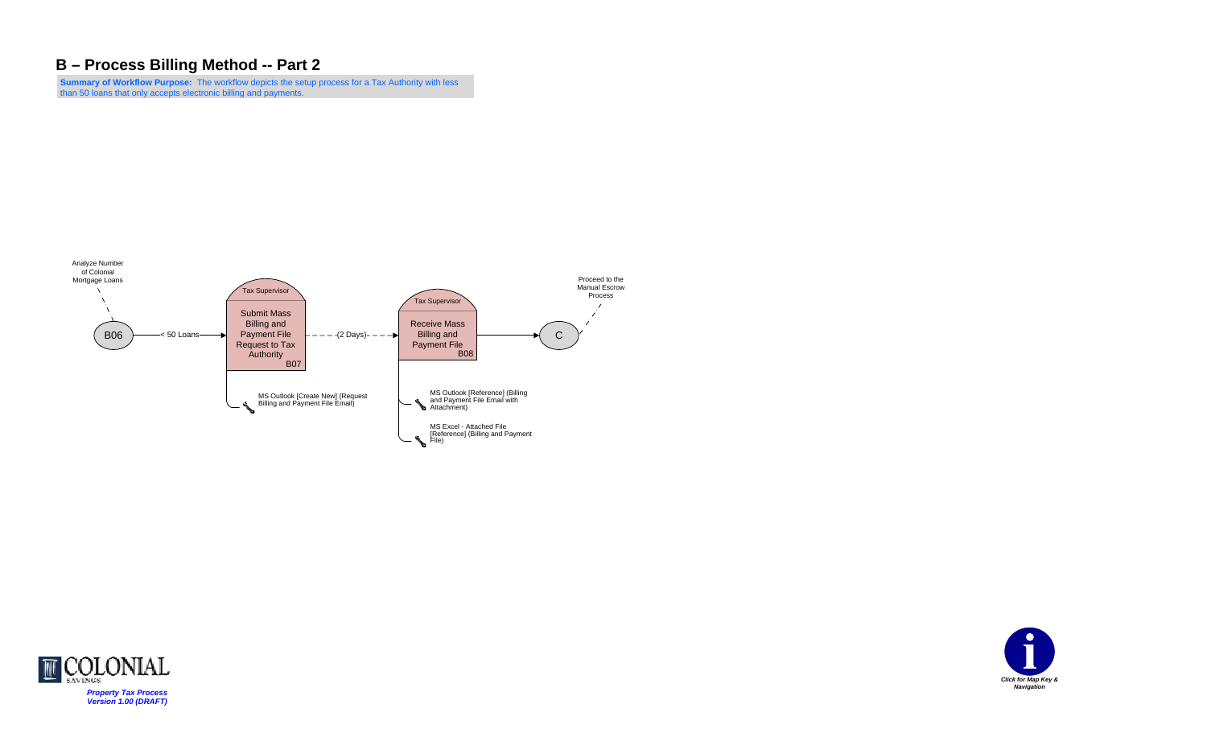# B – Process Billing Method -- Part 2

**Summary of Workflow Purpose:** The workflow depicts the setup process for a Tax Authority with less than 50 loans that only accepts electronic billing and payments.

Analyze Number of Colonial Mortgage Loans

B06

< 50 Loans

Tax Supervisor

Submit Mass Billing and Payment File Request to Tax Authority

B07

MS Outlook [Create New] (Request Billing and Payment File Email)

(2 Days)

Tax Supervisor

Receive Mass Billing and Payment File

B08

MS Outlook [Reference] (Billing and Payment File Email with Attachment)

MS Excel - Attached File [Reference] (Billing and Payment File)

C

Proceed to the Manual Escrow Process

COLONIAL SAVINGS

*Property Tax Process*
*Version 1.00 (DRAFT)*

*Click for Map Key & Navigation*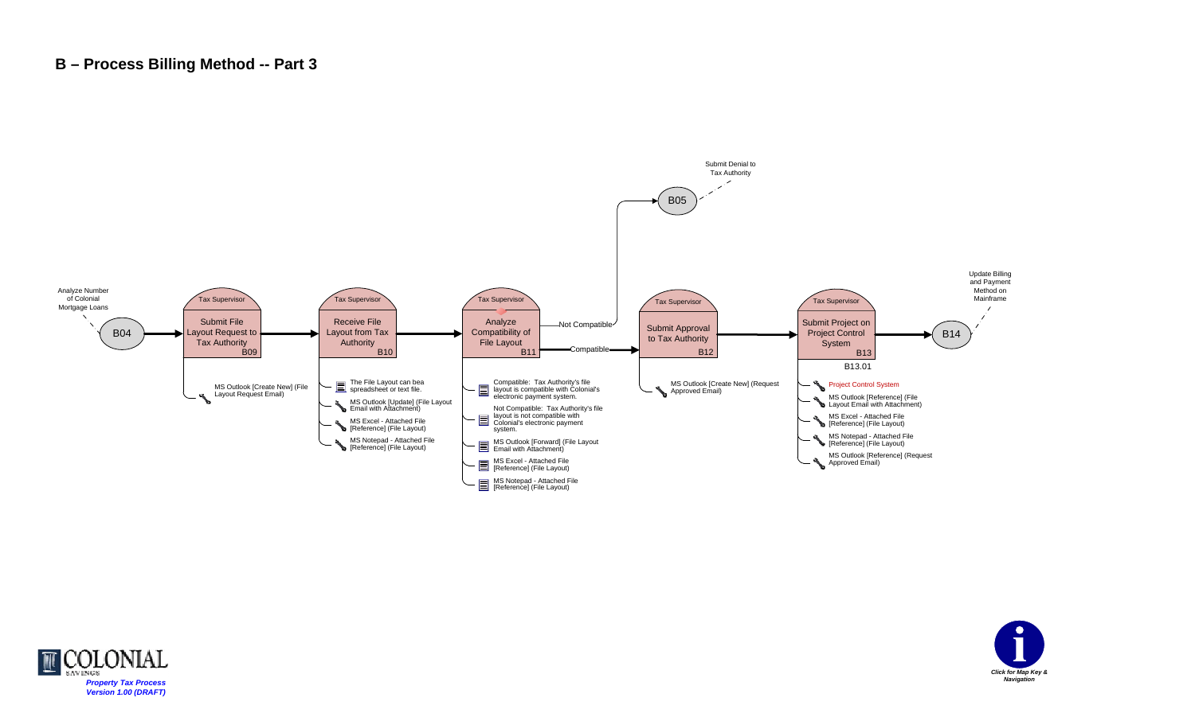# B – Process Billing Method -- Part 3

Analyze Number of Colonial Mortgage Loans

**B04**

**Tax Supervisor**
Submit File Layout Request to Tax Authority
B09

- MS Outlook [Create New] (File Layout Request Email)

**Tax Supervisor**
Receive File Layout from Tax Authority
B10

- The File Layout can bea spreadsheet or text file.
- MS Outlook [Update] (File Layout Email with Attachment)
- MS Excel - Attached File [Reference] (File Layout)
- MS Notepad - Attached File [Reference] (File Layout)

**Tax Supervisor**
Analyze Compatibility of File Layout
B11

- Compatible: Tax Authority's file layout is compatible with Colonial's electronic payment system.
- Not Compatible: Tax Authority's file layout is not compatible with Colonial's electronic payment system.
- MS Outlook [Forward] (File Layout Email with Attachment)
- MS Excel - Attached File [Reference] (File Layout)
- MS Notepad - Attached File [Reference] (File Layout)

Not Compatible → **B05** (Submit Denial to Tax Authority)

Compatible →

**Tax Supervisor**
Submit Approval to Tax Authority
B12

- MS Outlook [Create New] (Request Approved Email)

**Tax Supervisor**
Submit Project on Project Control System
B13

B13.01

- Project Control System
- MS Outlook [Reference] (File Layout Email with Attachment)
- MS Excel - Attached File [Reference] (File Layout)
- MS Notepad - Attached File [Reference] (File Layout)
- MS Outlook [Reference] (Request Approved Email)

**B14** (Update Billing and Payment Method on Mainframe)

COLONIAL SAVINGS

*Property Tax Process*
*Version 1.00 (DRAFT)*

*Click for Map Key & Navigation*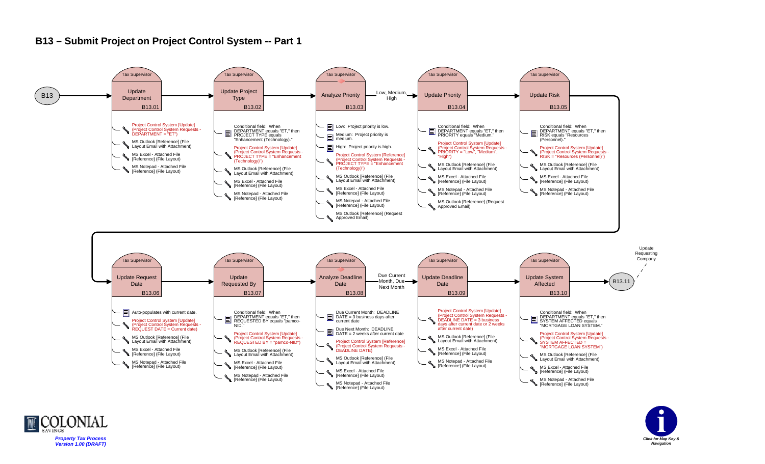# B13 – Submit Project on Project Control System -- Part 1

B13 → B13.01 → B13.02 → B13.03 → B13.04 → B13.05 → B13.06 → B13.07 → B13.08 → B13.09 → B13.10 → B13.11

## B13.01 – Update Department (Tax Supervisor)

- Project Control System [Update] (Project Control System Requests - DEPARTMENT = "ET")
- MS Outlook [Reference] (File Layout Email with Attachment)
- MS Excel - Attached File [Reference] (File Layout)
- MS Notepad - Attached File [Reference] (File Layout)

## B13.02 – Update Project Type (Tax Supervisor)

- Conditional field: When DEPARTMENT equals "ET," then PROJECT TYPE equals "Enhancement (Technology)."
- Project Control System [Update] (Project Control System Requests - PROJECT TYPE = "Enhancement (Technology)")
- MS Outlook [Reference] (File Layout Email with Attachment)
- MS Excel - Attached File [Reference] (File Layout)
- MS Notepad - Attached File [Reference] (File Layout)

## B13.03 – Analyze Priority (Tax Supervisor)

Outcome: Low, Medium, High

- Low: Project priority is low.
- Medium: Project priority is medium.
- High: Project priority is high.
- Project Control System [Reference] (Project Control System Requests - PROJECT TYPE = "Enhancement (Technology)")
- MS Outlook [Reference] (File Layout Email with Attachment)
- MS Excel - Attached File [Reference] (File Layout)
- MS Notepad - Attached File [Reference] (File Layout)
- MS Outlook [Reference] (Request Approved Email)

## B13.04 – Update Priority (Tax Supervisor)

- Conditional field: When DEPARTMENT equals "ET," then PRIORITY equals "Medium."
- Project Control System [Update] (Project Control System Requests - PRIORITY = "Low", "Medium", "High")
- MS Outlook [Reference] (File Layout Email with Attachment)
- MS Excel - Attached File [Reference] (File Layout)
- MS Notepad - Attached File [Reference] (File Layout)
- MS Outlook [Reference] (Request Approved Email)

## B13.05 – Update Risk (Tax Supervisor)

- Conditional field: When DEPARTMENT equals "ET," then RISK equals "Resources (Personnel)."
- Project Control System [Update] (Project Control System Requests - RISK = "Resources (Personnel)")
- MS Outlook [Reference] (File Layout Email with Attachment)
- MS Excel - Attached File [Reference] (File Layout)
- MS Notepad - Attached File [Reference] (File Layout)

## B13.06 – Update Request Date (Tax Supervisor)

- Auto-populates with current date.
- Project Control System [Update] (Project Control System Requests - REQUEST DATE = Current date)
- MS Outlook [Reference] (File Layout Email with Attachment)
- MS Excel - Attached File [Reference] (File Layout)
- MS Notepad - Attached File [Reference] (File Layout)

## B13.07 – Update Requested By (Tax Supervisor)

- Conditional field: When DEPARTMENT equals "ET," then REQUESTED BY equals "pamco-NID."
- Project Control System [Update] (Project Control System Requests - REQUESTED BY = "pamco-NID")
- MS Outlook [Reference] (File Layout Email with Attachment)
- MS Excel - Attached File [Reference] (File Layout)
- MS Notepad - Attached File [Reference] (File Layout)

## B13.08 – Analyze Deadline Date (Tax Supervisor)

Outcome: Due Current Month, Due Next Month

- Due Current Month: DEADLINE DATE = 3 business days after current date
- Due Next Month: DEADLINE DATE = 2 weeks after current date
- Project Control System [Reference] (Project Control System Requests - DEADLINE DATE)
- MS Outlook [Reference] (File Layout Email with Attachment)
- MS Excel - Attached File [Reference] (File Layout)
- MS Notepad - Attached File [Reference] (File Layout)

## B13.09 – Update Deadline Date (Tax Supervisor)

- Project Control System [Update] (Project Control System Requests - DEADLINE DATE = 3 business days after current date or 2 weeks after current date)
- MS Outlook [Reference] (File Layout Email with Attachment)
- MS Excel - Attached File [Reference] (File Layout)
- MS Notepad - Attached File [Reference] (File Layout)

## B13.10 – Update System Affected (Tax Supervisor)

- Conditional field: When DEPARTMENT equals "ET," then SYSTEM AFFECTED equals "MORTGAGE LOAN SYSTEM."
- Project Control System [Update] (Project Control System Requests - SYSTEM AFFECTED = "MORTGAGE LOAN SYSTEM")
- MS Outlook [Reference] (File Layout Email with Attachment)
- MS Excel - Attached File [Reference] (File Layout)
- MS Notepad - Attached File [Reference] (File Layout)

B13.11 – Update Requesting Company

COLONIAL SAVINGS

*Property Tax Process*
*Version 1.00 (DRAFT)*

*Click for Map Key & Navigation*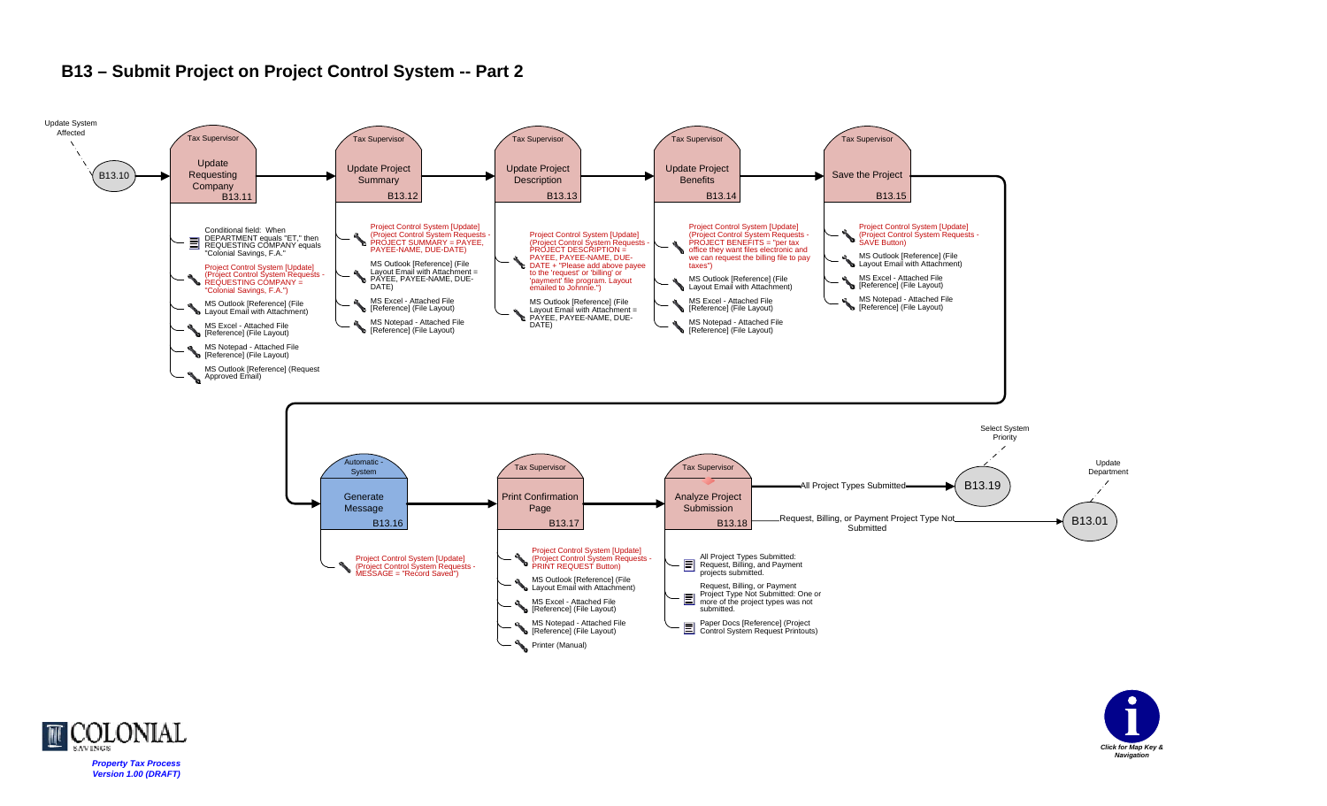# B13 – Submit Project on Project Control System -- Part 2

Update System Affected

**B13.10** →

**Tax Supervisor — Update Requesting Company — B13.11**

- Conditional field: When DEPARTMENT equals "ET," then REQUESTING COMPANY equals "Colonial Savings, F.A."
- Project Control System [Update] (Project Control System Requests - REQUESTING COMPANY = "Colonial Savings, F.A.")
- MS Outlook [Reference] (File Layout Email with Attachment)
- MS Excel - Attached File [Reference] (File Layout)
- MS Notepad - Attached File [Reference] (File Layout)
- MS Outlook [Reference] (Request Approved Email)

→ **Tax Supervisor — Update Project Summary — B13.12**

- Project Control System [Update] (Project Control System Requests - PROJECT SUMMARY = PAYEE, PAYEE-NAME, DUE-DATE)
- MS Outlook [Reference] (File Layout Email with Attachment = PAYEE, PAYEE-NAME, DUE-DATE)
- MS Excel - Attached File [Reference] (File Layout)
- MS Notepad - Attached File [Reference] (File Layout)

→ **Tax Supervisor — Update Project Description — B13.13**

- Project Control System [Update] (Project Control System Requests - PROJECT DESCRIPTION = PAYEE, PAYEE-NAME, DUE-DATE + "Please add above payee to the 'request' or 'billing' or 'payment' file program. Layout emailed to Johnnie.")
- MS Outlook [Reference] (File Layout Email with Attachment = PAYEE, PAYEE-NAME, DUE-DATE)

→ **Tax Supervisor — Update Project Benefits — B13.14**

- Project Control System [Update] (Project Control System Requests - PROJECT BENEFITS = "per tax office they want files electronic and we can request the billing file to pay taxes")
- MS Outlook [Reference] (File Layout Email with Attachment)
- MS Excel - Attached File [Reference] (File Layout)
- MS Notepad - Attached File [Reference] (File Layout)

→ **Tax Supervisor — Save the Project — B13.15**

- Project Control System [Update] (Project Control System Requests - SAVE Button)
- MS Outlook [Reference] (File Layout Email with Attachment)
- MS Excel - Attached File [Reference] (File Layout)
- MS Notepad - Attached File [Reference] (File Layout)

→ **Automatic - System — Generate Message — B13.16**

- Project Control System [Update] (Project Control System Requests - MESSAGE = "Record Saved")

→ **Tax Supervisor — Print Confirmation Page — B13.17**

- Project Control System [Update] (Project Control System Requests - PRINT REQUEST Button)
- MS Outlook [Reference] (File Layout Email with Attachment)
- MS Excel - Attached File [Reference] (File Layout)
- MS Notepad - Attached File [Reference] (File Layout)
- Printer (Manual)

→ **Tax Supervisor — Analyze Project Submission — B13.18**

- All Project Types Submitted: Request, Billing, and Payment projects submitted.
- Request, Billing, or Payment Project Type Not Submitted: One or more of the project types was not submitted.
- Paper Docs [Reference] (Project Control System Request Printouts)

Outcomes:

- All Project Types Submitted → **B13.19** (Select System Priority)
- Request, Billing, or Payment Project Type Not Submitted → **B13.01** (Update Department)

*Property Tax Process*
*Version 1.00 (DRAFT)*

*Click for Map Key & Navigation*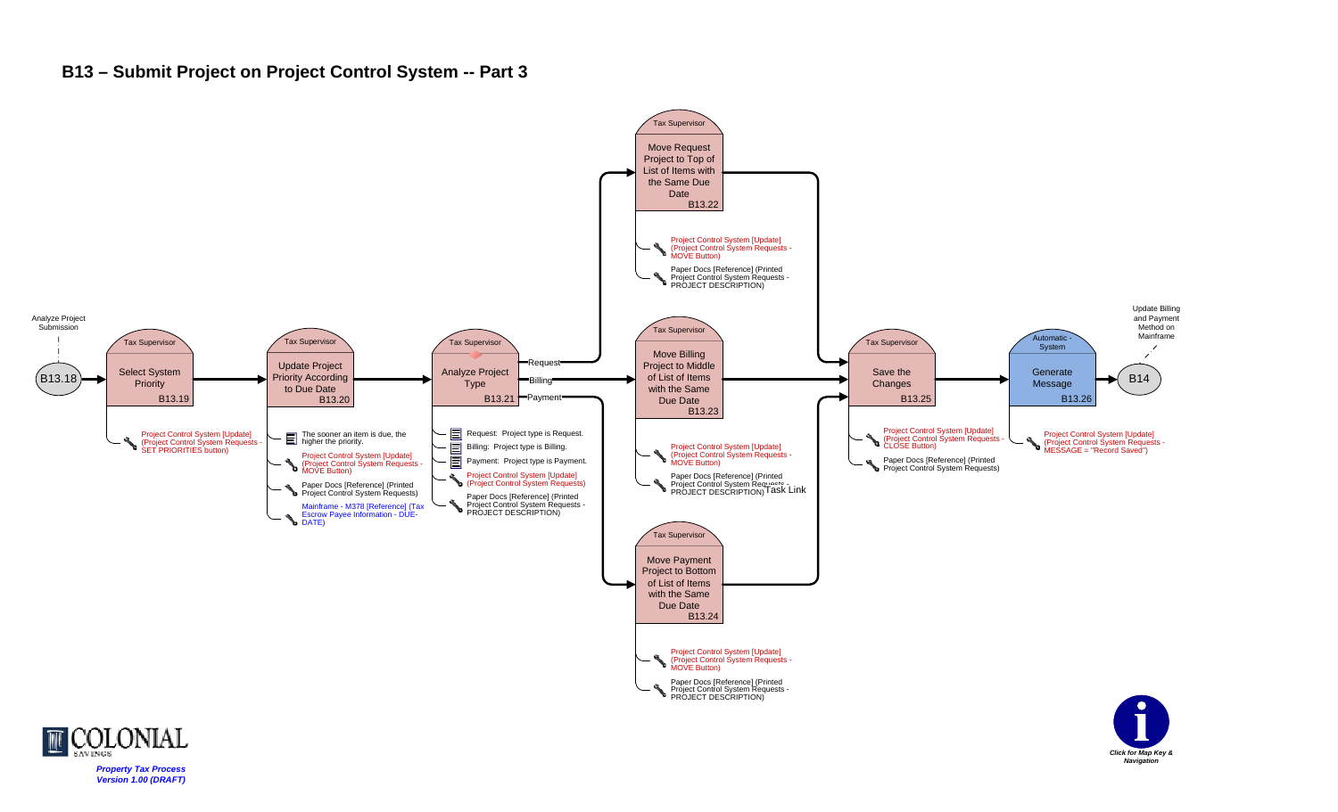# B13 – Submit Project on Project Control System -- Part 3

Analyze Project Submission

**B13.18**

**Tax Supervisor** — Select System Priority — B13.19

- Project Control System [Update] (Project Control System Requests - SET PRIORITIES button)

**Tax Supervisor** — Update Project Priority According to Due Date — B13.20

- The sooner an item is due, the higher the priority.
- Project Control System [Update] (Project Control System Requests - MOVE Button)
- Paper Docs [Reference] (Printed Project Control System Requests)
- Mainframe - M378 [Reference] (Tax Escrow Payee Information - DUE-DATE)

**Tax Supervisor** — Analyze Project Type — B13.21

- Request: Project type is Request.
- Billing: Project type is Billing.
- Payment: Project type is Payment.
- Project Control System [Update] (Project Control System Requests)
- Paper Docs [Reference] (Printed Project Control System Requests - PROJECT DESCRIPTION)

Request → **Tax Supervisor** — Move Request Project to Top of List of Items with the Same Due Date — B13.22

- Project Control System [Update] (Project Control System Requests - MOVE Button)
- Paper Docs [Reference] (Printed Project Control System Requests - PROJECT DESCRIPTION)

Billing → **Tax Supervisor** — Move Billing Project to Middle of List of Items with the Same Due Date — B13.23

- Project Control System [Update] (Project Control System Requests - MOVE Button)
- Paper Docs [Reference] (Printed Project Control System Requests - PROJECT DESCRIPTION)

Task Link

Payment → **Tax Supervisor** — Move Payment Project to Bottom of List of Items with the Same Due Date — B13.24

- Project Control System [Update] (Project Control System Requests - MOVE Button)
- Paper Docs [Reference] (Printed Project Control System Requests - PROJECT DESCRIPTION)

**Tax Supervisor** — Save the Changes — B13.25

- Project Control System [Update] (Project Control System Requests - CLOSE Button)
- Paper Docs [Reference] (Printed Project Control System Requests)

**Automatic - System** — Generate Message — B13.26

- Project Control System [Update] (Project Control System Requests - MESSAGE = "Record Saved")

**B14**

Update Billing and Payment Method on Mainframe

COLONIAL SAVINGS

*Property Tax Process*
*Version 1.00 (DRAFT)*

*Click for Map Key & Navigation*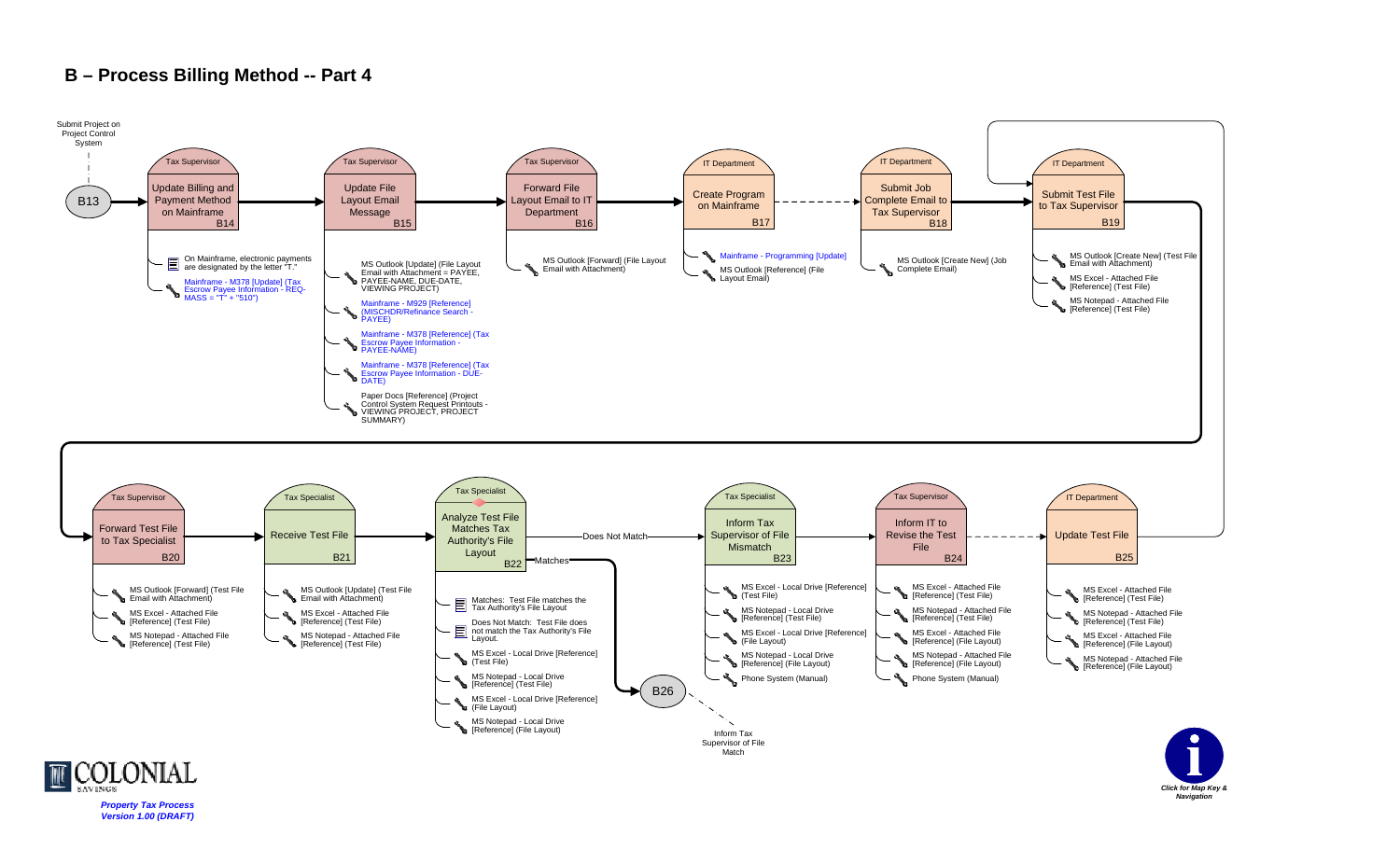# B – Process Billing Method -- Part 4

Submit Project on Project Control System

B13

**B14** — Tax Supervisor: Update Billing and Payment Method on Mainframe
- On Mainframe, electronic payments are designated by the letter "T."
- Mainframe - M378 [Update] (Tax Escrow Payee Information - REQ-MASS = "T" + "510")

**B15** — Tax Supervisor: Update File Layout Email Message
- MS Outlook [Update] (File Layout Email with Attachment = PAYEE, PAYEE-NAME, DUE-DATE, VIEWING PROJECT)
- Mainframe - M929 [Reference] (MISCHDR/Refinance Search - PAYEE)
- Mainframe - M378 [Reference] (Tax Escrow Payee Information - PAYEE-NAME)
- Mainframe - M378 [Reference] (Tax Escrow Payee Information - DUE-DATE)
- Paper Docs [Reference] (Project Control System Request Printouts - VIEWING PROJECT, PROJECT SUMMARY)

**B16** — Tax Supervisor: Forward File Layout Email to IT Department
- MS Outlook [Forward] (File Layout Email with Attachment)

**B17** — IT Department: Create Program on Mainframe
- Mainframe - Programming [Update]
- MS Outlook [Reference] (File Layout Email)

**B18** — IT Department: Submit Job Complete Email to Tax Supervisor
- MS Outlook [Create New] (Job Complete Email)

**B19** — IT Department: Submit Test File to Tax Supervisor
- MS Outlook [Create New] (Test File Email with Attachment)
- MS Excel - Attached File [Reference] (Test File)
- MS Notepad - Attached File [Reference] (Test File)

**B20** — Tax Supervisor: Forward Test File to Tax Specialist
- MS Outlook [Forward] (Test File Email with Attachment)
- MS Excel - Attached File [Reference] (Test File)
- MS Notepad - Attached File [Reference] (Test File)

**B21** — Tax Specialist: Receive Test File
- MS Outlook [Update] (Test File Email with Attachment)
- MS Excel - Attached File [Reference] (Test File)
- MS Notepad - Attached File [Reference] (Test File)

**B22** — Tax Specialist: Analyze Test File Matches Tax Authority's File Layout
- Matches: Test File matches the Tax Authority's File Layout
- Does Not Match: Test File does not match the Tax Authority's File Layout.
- MS Excel - Local Drive [Reference] (Test File)
- MS Notepad - Local Drive [Reference] (Test File)
- MS Excel - Local Drive [Reference] (File Layout)
- MS Notepad - Local Drive [Reference] (File Layout)

Matches → B26 (Inform Tax Supervisor of File Match)

Does Not Match → B23

**B23** — Tax Specialist: Inform Tax Supervisor of File Mismatch
- MS Excel - Local Drive [Reference] (Test File)
- MS Notepad - Local Drive [Reference] (Test File)
- MS Excel - Local Drive [Reference] (File Layout)
- MS Notepad - Local Drive [Reference] (File Layout)
- Phone System (Manual)

**B24** — Tax Supervisor: Inform IT to Revise the Test File
- MS Excel - Attached File [Reference] (Test File)
- MS Notepad - Attached File [Reference] (Test File)
- MS Excel - Attached File [Reference] (File Layout)
- MS Notepad - Attached File [Reference] (File Layout)
- Phone System (Manual)

**B25** — IT Department: Update Test File
- MS Excel - Attached File [Reference] (Test File)
- MS Notepad - Attached File [Reference] (Test File)
- MS Excel - Attached File [Reference] (File Layout)
- MS Notepad - Attached File [Reference] (File Layout)

B25 → B19

COLONIAL SAVINGS

*Property Tax Process*
*Version 1.00 (DRAFT)*

*Click for Map Key & Navigation*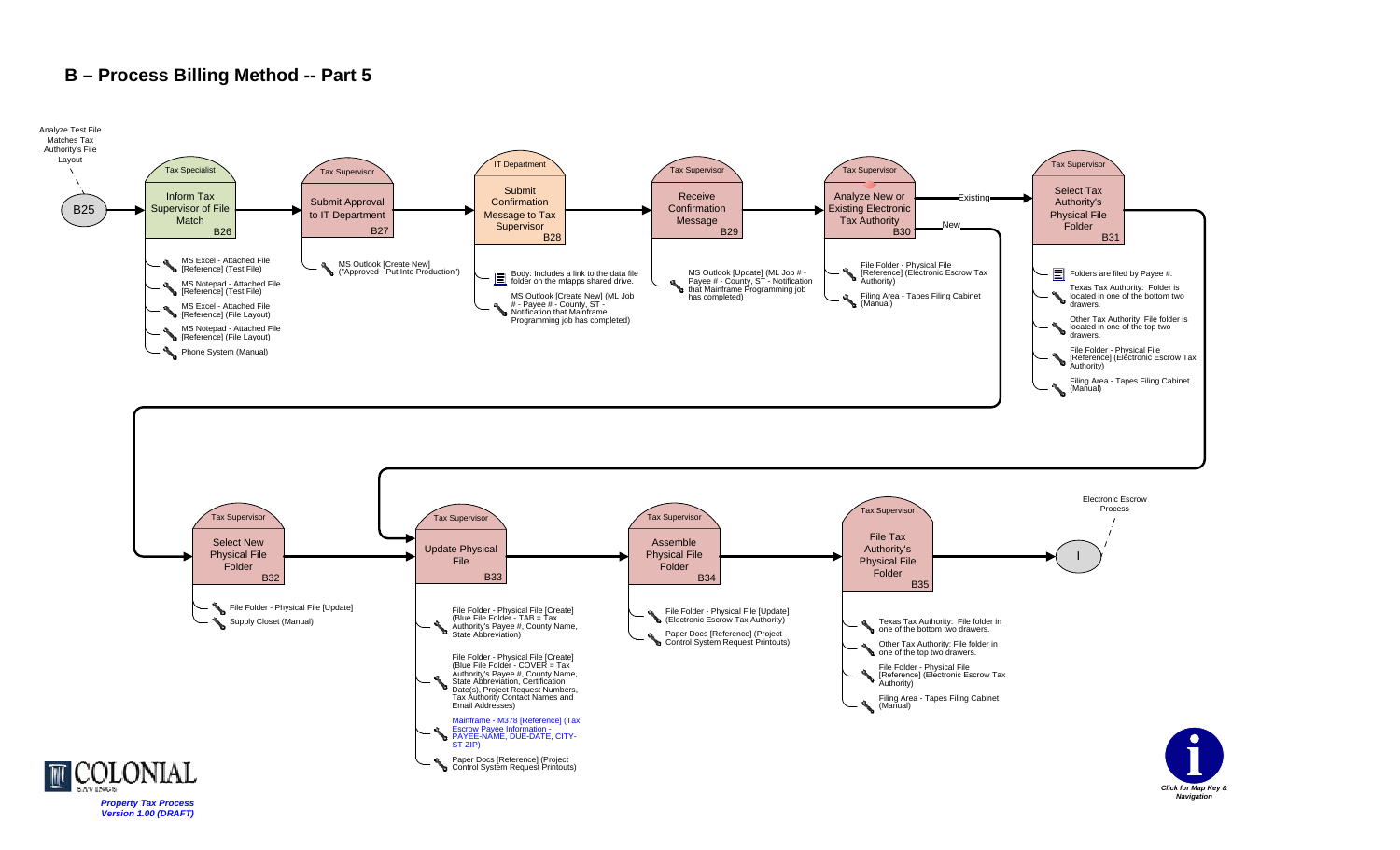## B – Process Billing Method -- Part 5

Analyze Test File Matches Tax Authority's File Layout

B25

**Tax Specialist** — Inform Tax Supervisor of File Match — B26

- MS Excel - Attached File [Reference] (Test File)
- MS Notepad - Attached File [Reference] (Test File)
- MS Excel - Attached File [Reference] (File Layout)
- MS Notepad - Attached File [Reference] (File Layout)
- Phone System (Manual)

**Tax Supervisor** — Submit Approval to IT Department — B27

- MS Outlook [Create New] ("Approved - Put Into Production")

**IT Department** — Submit Confirmation Message to Tax Supervisor — B28

- Body: Includes a link to the data file folder on the mfapps shared drive.
- MS Outlook [Create New] (ML Job # - Payee # - County, ST - Notification that Mainframe Programming job has completed)

**Tax Supervisor** — Receive Confirmation Message — B29

- MS Outlook [Update] (ML Job # - Payee # - County, ST - Notification that Mainframe Programming job has completed)

**Tax Supervisor** — Analyze New or Existing Electronic Tax Authority — B30

- File Folder - Physical File [Reference] (Electronic Escrow Tax Authority)
- Filing Area - Tapes Filing Cabinet (Manual)

Existing → B31; New → B32

**Tax Supervisor** — Select Tax Authority's Physical File Folder — B31

- Folders are filed by Payee #.
- Texas Tax Authority: Folder is located in one of the bottom two drawers.
- Other Tax Authority: File folder is located in one of the top two drawers.
- File Folder - Physical File [Reference] (Electronic Escrow Tax Authority)
- Filing Area - Tapes Filing Cabinet (Manual)

**Tax Supervisor** — Select New Physical File Folder — B32

- File Folder - Physical File [Update]
- Supply Closet (Manual)

**Tax Supervisor** — Update Physical File — B33

- File Folder - Physical File [Create] (Blue File Folder - TAB = Tax Authority's Payee #, County Name, State Abbreviation)
- File Folder - Physical File [Create] (Blue File Folder - COVER = Tax Authority's Payee #, County Name, State Abbreviation, Certification Date(s), Project Request Numbers, Tax Authority Contact Names and Email Addresses)
- Mainframe - M378 [Reference] (Tax Escrow Payee Information - PAYEE-NAME, DUE-DATE, CITY-ST-ZIP)
- Paper Docs [Reference] (Project Control System Request Printouts)

**Tax Supervisor** — Assemble Physical File Folder — B34

- File Folder - Physical File [Update] (Electronic Escrow Tax Authority)
- Paper Docs [Reference] (Project Control System Request Printouts)

**Tax Supervisor** — File Tax Authority's Physical File Folder — B35

- Texas Tax Authority: File folder in one of the bottom two drawers.
- Other Tax Authority: File folder in one of the top two drawers.
- File Folder - Physical File [Reference] (Electronic Escrow Tax Authority)
- Filing Area - Tapes Filing Cabinet (Manual)

I — Electronic Escrow Process

COLONIAL SAVINGS

*Property Tax Process*
*Version 1.00 (DRAFT)*

*Click for Map Key & Navigation*